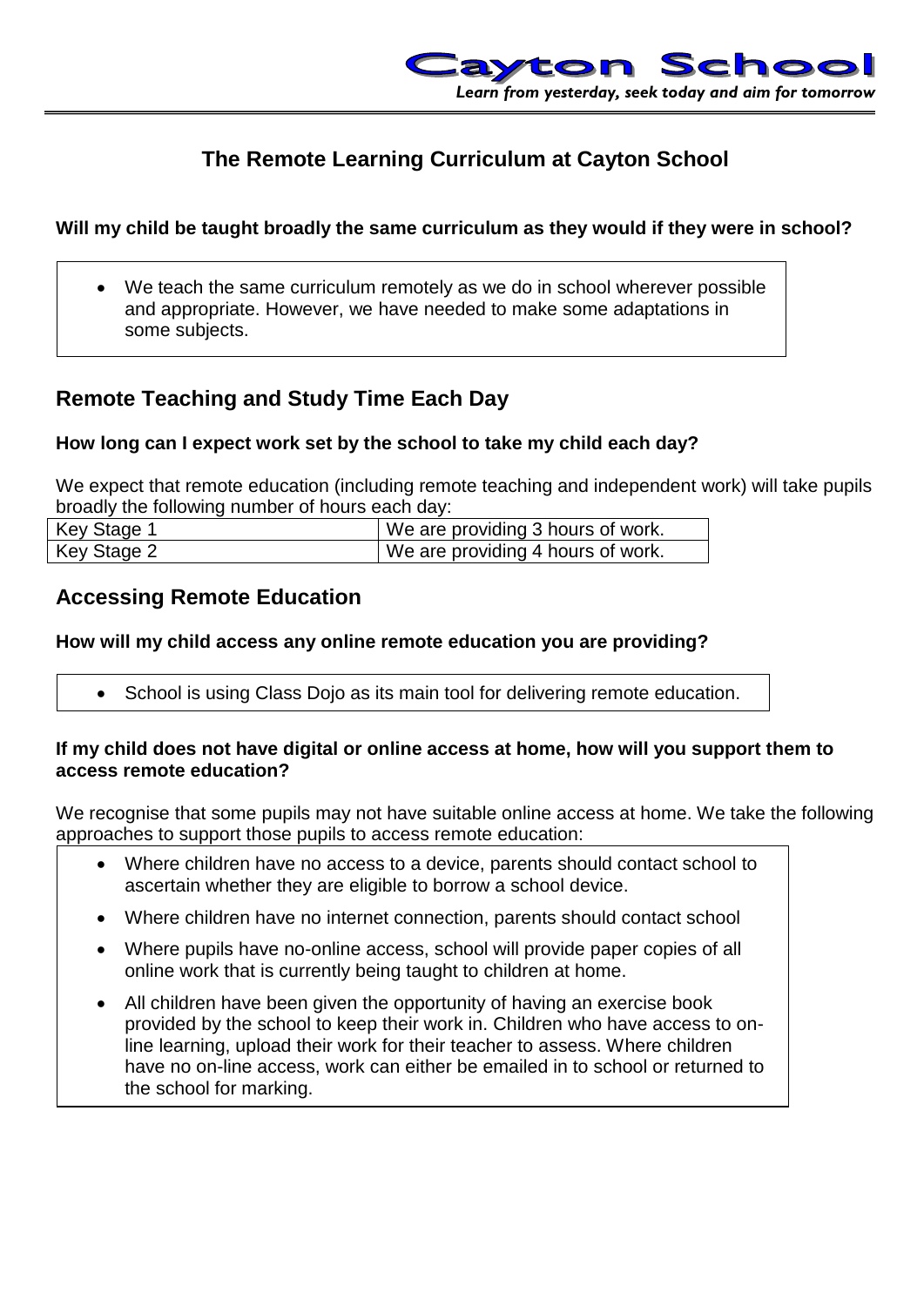Cayton School

*Learn from yesterday, seek today and aim for tomorrow*

# The Remote Learning Curriculum at Cayton School

**Will my child be taught broadly the same curriculum as they would if they were in school?**

- We teach the same curriculum remotely as we do in school wherever possible and appropriate. However, we have needed to make some adaptations in some subjects.

## Remote Teaching and Study Time Each Day

**How long can I expect work set by the school to take my child each day?**

We expect that remote education (including remote teaching and independent work) will take pupils broadly the following number of hours each day:

| Key Stage 1 | We are providing 3 hours of work. |
|---|---|
| Key Stage 2 | We are providing 4 hours of work. |

## Accessing Remote Education

**How will my child access any online remote education you are providing?**

- School is using Class Dojo as its main tool for delivering remote education.

**If my child does not have digital or online access at home, how will you support them to access remote education?**

We recognise that some pupils may not have suitable online access at home. We take the following approaches to support those pupils to access remote education:

- Where children have no access to a device, parents should contact school to ascertain whether they are eligible to borrow a school device.
- Where children have no internet connection, parents should contact school
- Where pupils have no-online access, school will provide paper copies of all online work that is currently being taught to children at home.
- All children have been given the opportunity of having an exercise book provided by the school to keep their work in. Children who have access to on-line learning, upload their work for their teacher to assess. Where children have no on-line access, work can either be emailed in to school or returned to the school for marking.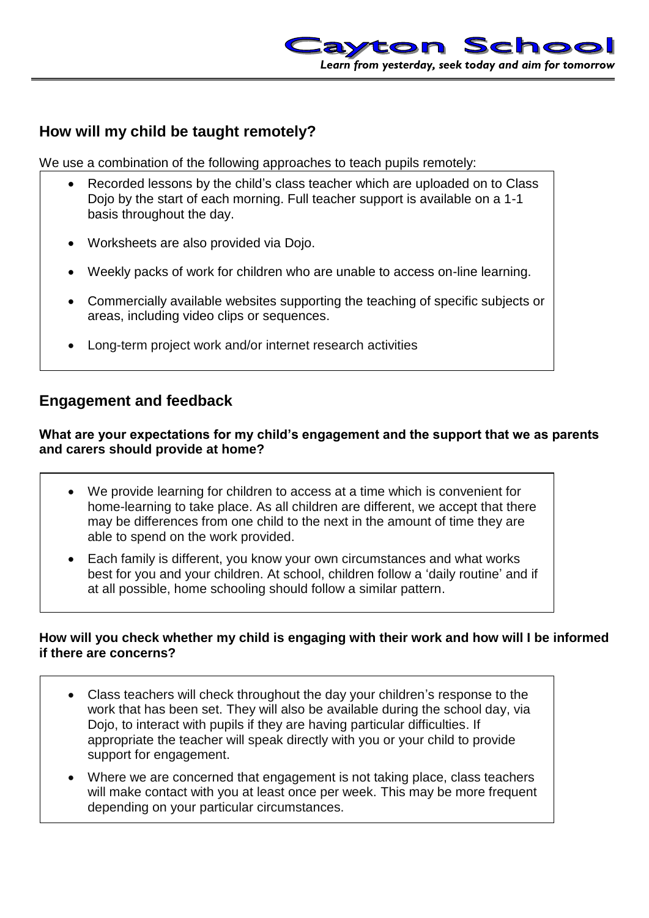## How will my child be taught remotely?

We use a combination of the following approaches to teach pupils remotely:

- Recorded lessons by the child's class teacher which are uploaded on to Class Dojo by the start of each morning. Full teacher support is available on a 1-1 basis throughout the day.
- Worksheets are also provided via Dojo.
- Weekly packs of work for children who are unable to access on-line learning.
- Commercially available websites supporting the teaching of specific subjects or areas, including video clips or sequences.
- Long-term project work and/or internet research activities

## Engagement and feedback

**What are your expectations for my child's engagement and the support that we as parents and carers should provide at home?**

- We provide learning for children to access at a time which is convenient for home-learning to take place. As all children are different, we accept that there may be differences from one child to the next in the amount of time they are able to spend on the work provided.
- Each family is different, you know your own circumstances and what works best for you and your children. At school, children follow a 'daily routine' and if at all possible, home schooling should follow a similar pattern.

**How will you check whether my child is engaging with their work and how will I be informed if there are concerns?**

- Class teachers will check throughout the day your children's response to the work that has been set. They will also be available during the school day, via Dojo, to interact with pupils if they are having particular difficulties. If appropriate the teacher will speak directly with you or your child to provide support for engagement.
- Where we are concerned that engagement is not taking place, class teachers will make contact with you at least once per week. This may be more frequent depending on your particular circumstances.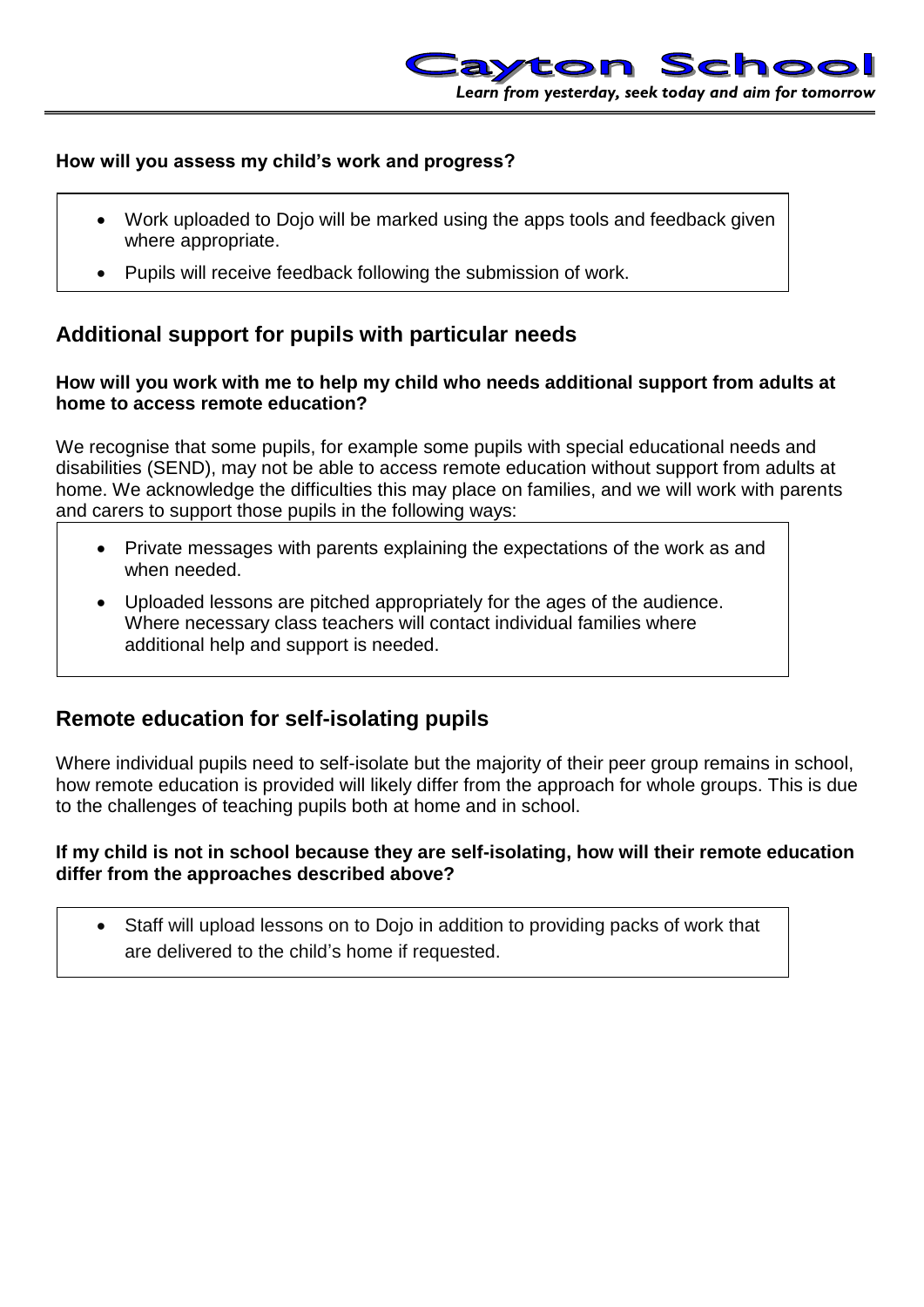**How will you assess my child's work and progress?**

- Work uploaded to Dojo will be marked using the apps tools and feedback given where appropriate.
- Pupils will receive feedback following the submission of work.

## Additional support for pupils with particular needs

**How will you work with me to help my child who needs additional support from adults at home to access remote education?**

We recognise that some pupils, for example some pupils with special educational needs and disabilities (SEND), may not be able to access remote education without support from adults at home. We acknowledge the difficulties this may place on families, and we will work with parents and carers to support those pupils in the following ways:

- Private messages with parents explaining the expectations of the work as and when needed.
- Uploaded lessons are pitched appropriately for the ages of the audience. Where necessary class teachers will contact individual families where additional help and support is needed.

## Remote education for self-isolating pupils

Where individual pupils need to self-isolate but the majority of their peer group remains in school, how remote education is provided will likely differ from the approach for whole groups. This is due to the challenges of teaching pupils both at home and in school.

**If my child is not in school because they are self-isolating, how will their remote education differ from the approaches described above?**

- Staff will upload lessons on to Dojo in addition to providing packs of work that are delivered to the child's home if requested.